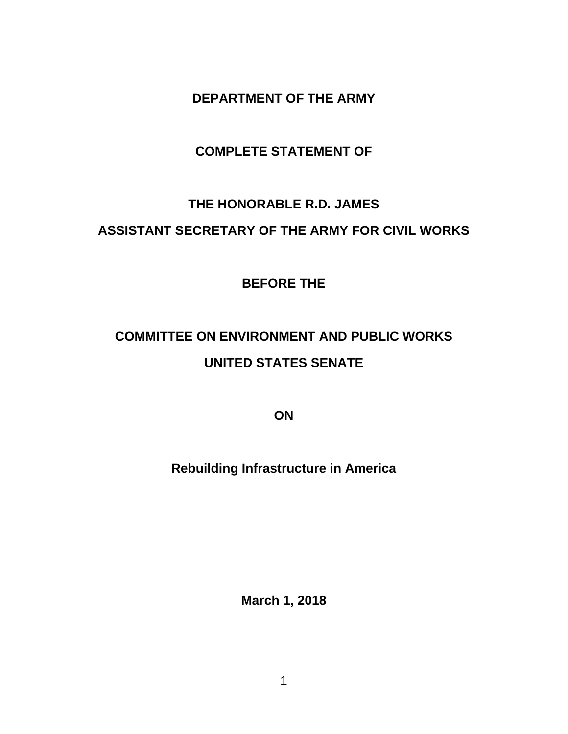**DEPARTMENT OF THE ARMY**

**COMPLETE STATEMENT OF**

**THE HONORABLE R.D. JAMES**

**ASSISTANT SECRETARY OF THE ARMY FOR CIVIL WORKS**

**BEFORE THE**

**COMMITTEE ON ENVIRONMENT AND PUBLIC WORKS**

**UNITED STATES SENATE**

**ON**

**Rebuilding Infrastructure in America**

**March 1, 2018**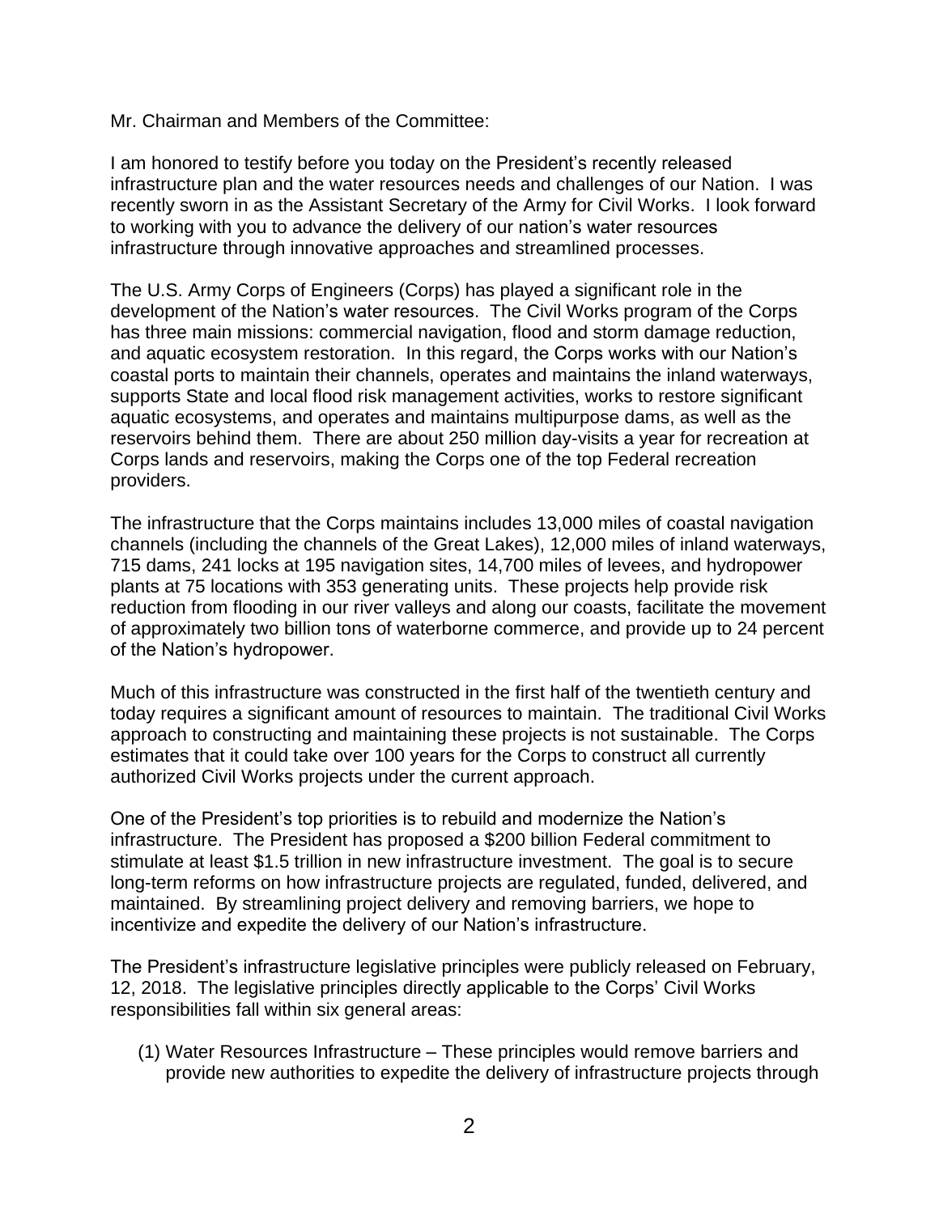Mr. Chairman and Members of the Committee:

I am honored to testify before you today on the President's recently released infrastructure plan and the water resources needs and challenges of our Nation. I was recently sworn in as the Assistant Secretary of the Army for Civil Works. I look forward to working with you to advance the delivery of our nation's water resources infrastructure through innovative approaches and streamlined processes.

The U.S. Army Corps of Engineers (Corps) has played a significant role in the development of the Nation's water resources. The Civil Works program of the Corps has three main missions: commercial navigation, flood and storm damage reduction, and aquatic ecosystem restoration. In this regard, the Corps works with our Nation's coastal ports to maintain their channels, operates and maintains the inland waterways, supports State and local flood risk management activities, works to restore significant aquatic ecosystems, and operates and maintains multipurpose dams, as well as the reservoirs behind them. There are about 250 million day-visits a year for recreation at Corps lands and reservoirs, making the Corps one of the top Federal recreation providers.

The infrastructure that the Corps maintains includes 13,000 miles of coastal navigation channels (including the channels of the Great Lakes), 12,000 miles of inland waterways, 715 dams, 241 locks at 195 navigation sites, 14,700 miles of levees, and hydropower plants at 75 locations with 353 generating units. These projects help provide risk reduction from flooding in our river valleys and along our coasts, facilitate the movement of approximately two billion tons of waterborne commerce, and provide up to 24 percent of the Nation's hydropower.

Much of this infrastructure was constructed in the first half of the twentieth century and today requires a significant amount of resources to maintain. The traditional Civil Works approach to constructing and maintaining these projects is not sustainable. The Corps estimates that it could take over 100 years for the Corps to construct all currently authorized Civil Works projects under the current approach.

One of the President's top priorities is to rebuild and modernize the Nation's infrastructure. The President has proposed a $200 billion Federal commitment to stimulate at least $1.5 trillion in new infrastructure investment. The goal is to secure long-term reforms on how infrastructure projects are regulated, funded, delivered, and maintained. By streamlining project delivery and removing barriers, we hope to incentivize and expedite the delivery of our Nation's infrastructure.

The President's infrastructure legislative principles were publicly released on February, 12, 2018. The legislative principles directly applicable to the Corps' Civil Works responsibilities fall within six general areas:

(1) Water Resources Infrastructure – These principles would remove barriers and provide new authorities to expedite the delivery of infrastructure projects through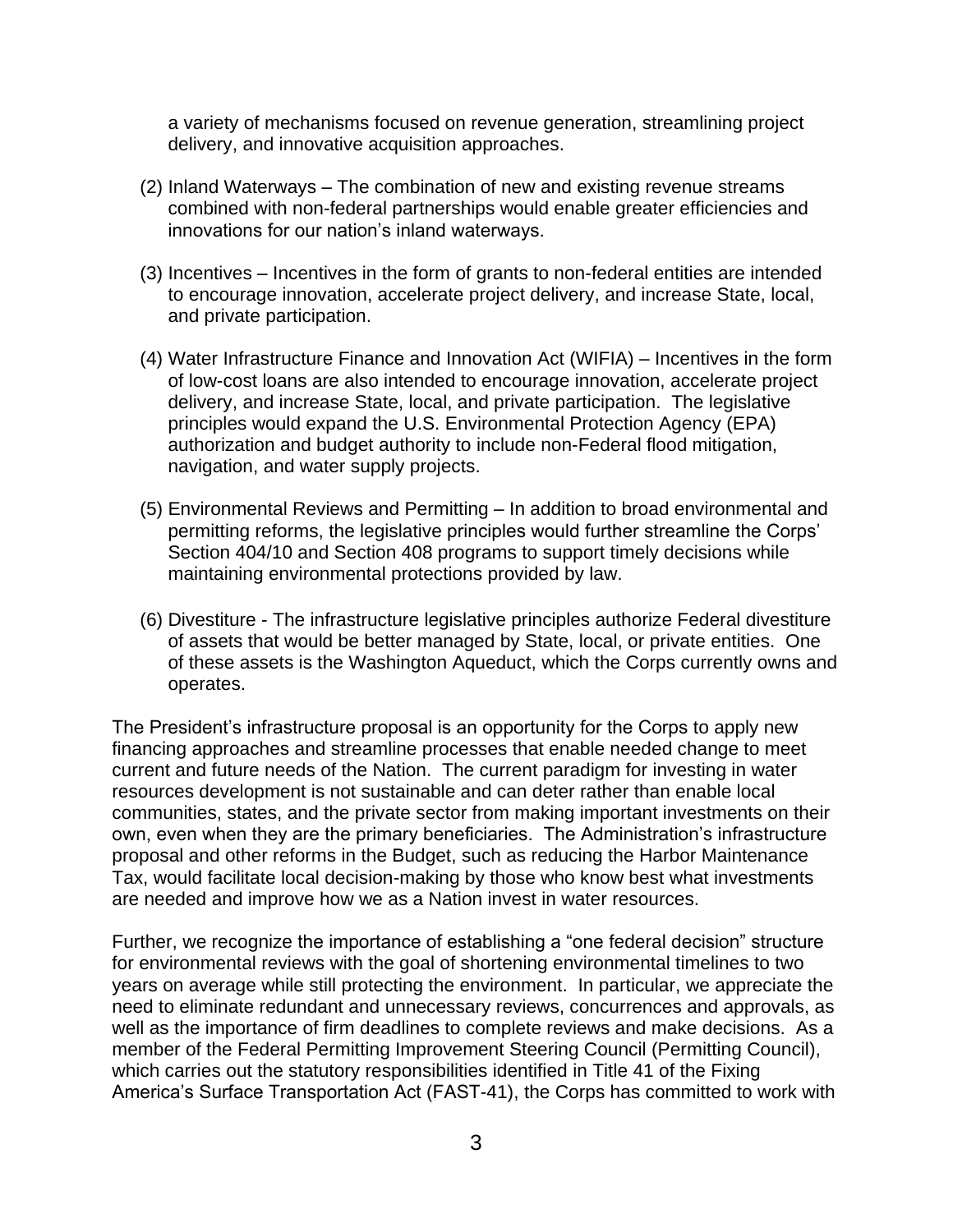a variety of mechanisms focused on revenue generation, streamlining project delivery, and innovative acquisition approaches.

(2) Inland Waterways – The combination of new and existing revenue streams combined with non-federal partnerships would enable greater efficiencies and innovations for our nation's inland waterways.

(3) Incentives – Incentives in the form of grants to non-federal entities are intended to encourage innovation, accelerate project delivery, and increase State, local, and private participation.

(4) Water Infrastructure Finance and Innovation Act (WIFIA) – Incentives in the form of low-cost loans are also intended to encourage innovation, accelerate project delivery, and increase State, local, and private participation. The legislative principles would expand the U.S. Environmental Protection Agency (EPA) authorization and budget authority to include non-Federal flood mitigation, navigation, and water supply projects.

(5) Environmental Reviews and Permitting – In addition to broad environmental and permitting reforms, the legislative principles would further streamline the Corps' Section 404/10 and Section 408 programs to support timely decisions while maintaining environmental protections provided by law.

(6) Divestiture - The infrastructure legislative principles authorize Federal divestiture of assets that would be better managed by State, local, or private entities. One of these assets is the Washington Aqueduct, which the Corps currently owns and operates.

The President's infrastructure proposal is an opportunity for the Corps to apply new financing approaches and streamline processes that enable needed change to meet current and future needs of the Nation. The current paradigm for investing in water resources development is not sustainable and can deter rather than enable local communities, states, and the private sector from making important investments on their own, even when they are the primary beneficiaries. The Administration's infrastructure proposal and other reforms in the Budget, such as reducing the Harbor Maintenance Tax, would facilitate local decision-making by those who know best what investments are needed and improve how we as a Nation invest in water resources.

Further, we recognize the importance of establishing a "one federal decision" structure for environmental reviews with the goal of shortening environmental timelines to two years on average while still protecting the environment. In particular, we appreciate the need to eliminate redundant and unnecessary reviews, concurrences and approvals, as well as the importance of firm deadlines to complete reviews and make decisions. As a member of the Federal Permitting Improvement Steering Council (Permitting Council), which carries out the statutory responsibilities identified in Title 41 of the Fixing America's Surface Transportation Act (FAST-41), the Corps has committed to work with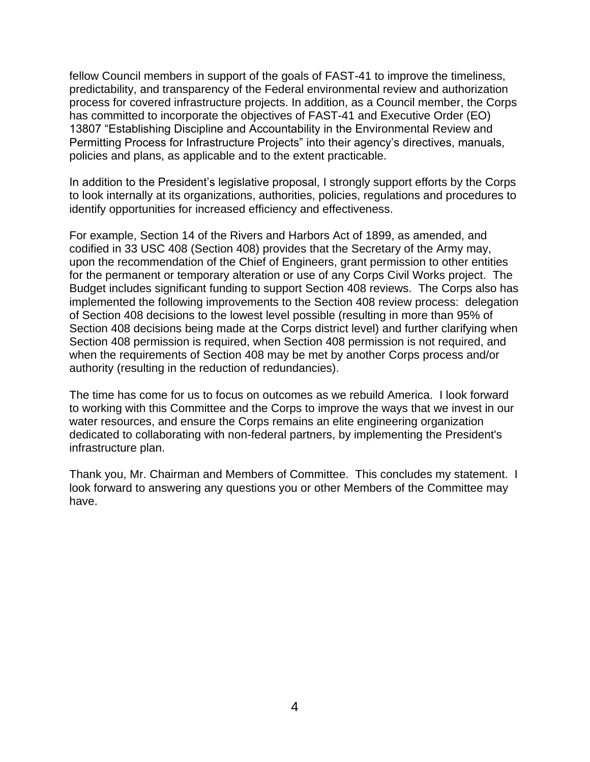fellow Council members in support of the goals of FAST-41 to improve the timeliness, predictability, and transparency of the Federal environmental review and authorization process for covered infrastructure projects. In addition, as a Council member, the Corps has committed to incorporate the objectives of FAST-41 and Executive Order (EO) 13807 "Establishing Discipline and Accountability in the Environmental Review and Permitting Process for Infrastructure Projects" into their agency's directives, manuals, policies and plans, as applicable and to the extent practicable.

In addition to the President's legislative proposal, I strongly support efforts by the Corps to look internally at its organizations, authorities, policies, regulations and procedures to identify opportunities for increased efficiency and effectiveness.

For example, Section 14 of the Rivers and Harbors Act of 1899, as amended, and codified in 33 USC 408 (Section 408) provides that the Secretary of the Army may, upon the recommendation of the Chief of Engineers, grant permission to other entities for the permanent or temporary alteration or use of any Corps Civil Works project. The Budget includes significant funding to support Section 408 reviews. The Corps also has implemented the following improvements to the Section 408 review process: delegation of Section 408 decisions to the lowest level possible (resulting in more than 95% of Section 408 decisions being made at the Corps district level) and further clarifying when Section 408 permission is required, when Section 408 permission is not required, and when the requirements of Section 408 may be met by another Corps process and/or authority (resulting in the reduction of redundancies).

The time has come for us to focus on outcomes as we rebuild America. I look forward to working with this Committee and the Corps to improve the ways that we invest in our water resources, and ensure the Corps remains an elite engineering organization dedicated to collaborating with non-federal partners, by implementing the President's infrastructure plan.

Thank you, Mr. Chairman and Members of Committee. This concludes my statement. I look forward to answering any questions you or other Members of the Committee may have.